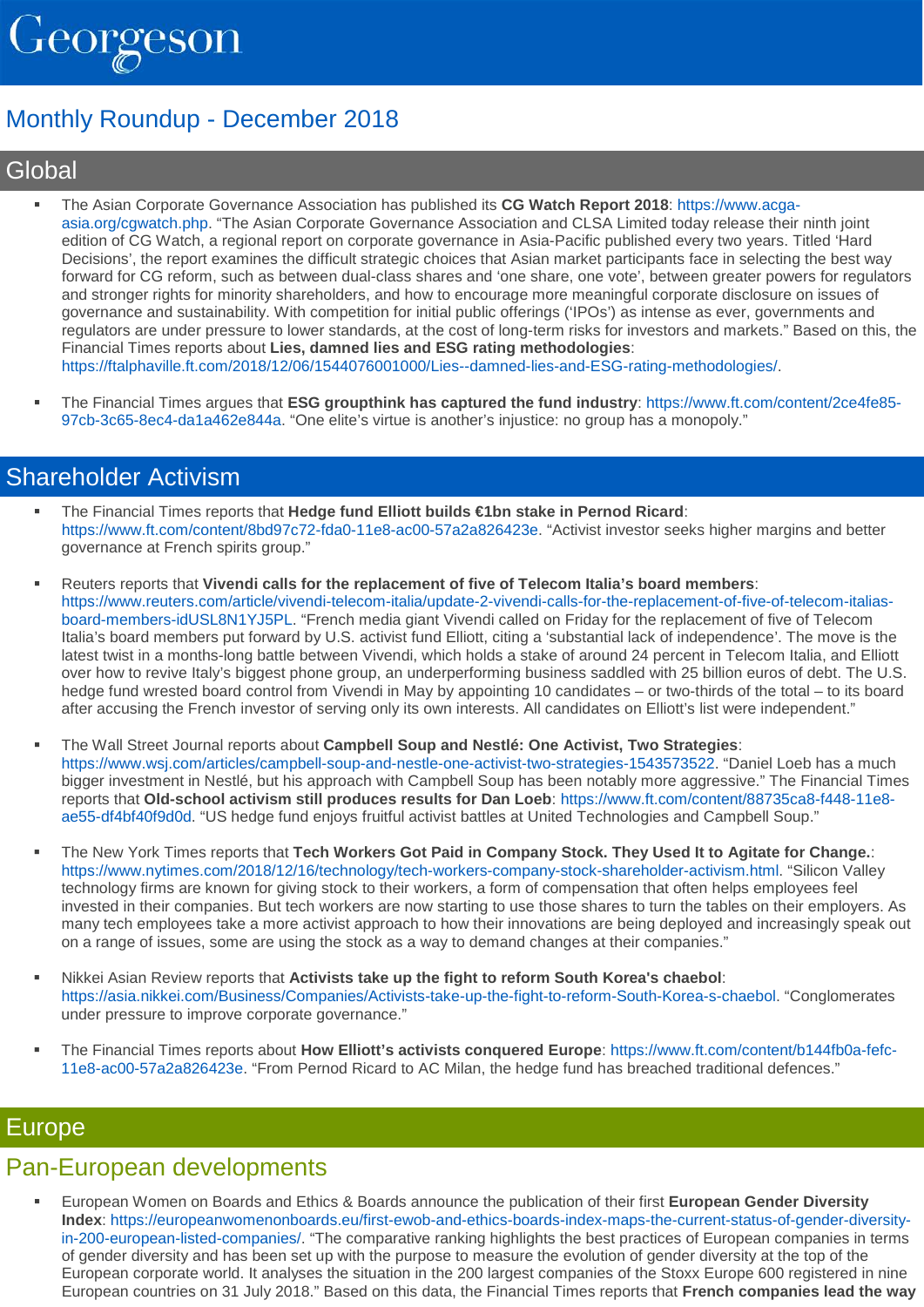Georgeson

# Monthly Roundup - December 2018

## Global

- The Asian Corporate Governance Association has published its **CG Watch Report 2018**: https://www.acga-asia.org/cgwatch.php. "The Asian Corporate Governance Association and CLSA Limited today release their ninth joint edition of CG Watch, a regional report on corporate governance in Asia-Pacific published every two years. Titled 'Hard Decisions', the report examines the difficult strategic choices that Asian market participants face in selecting the best way forward for CG reform, such as between dual-class shares and 'one share, one vote', between greater powers for regulators and stronger rights for minority shareholders, and how to encourage more meaningful corporate disclosure on issues of governance and sustainability. With competition for initial public offerings ('IPOs') as intense as ever, governments and regulators are under pressure to lower standards, at the cost of long-term risks for investors and markets." Based on this, the Financial Times reports about **Lies, damned lies and ESG rating methodologies**: https://ftalphaville.ft.com/2018/12/06/1544076001000/Lies--damned-lies-and-ESG-rating-methodologies/.

- The Financial Times argues that **ESG groupthink has captured the fund industry**: https://www.ft.com/content/2ce4fe85-97cb-3c65-8ec4-da1a462e844a. "One elite's virtue is another's injustice: no group has a monopoly."

## Shareholder Activism

- The Financial Times reports that **Hedge fund Elliott builds €1bn stake in Pernod Ricard**: https://www.ft.com/content/8bd97c72-fda0-11e8-ac00-57a2a826423e. "Activist investor seeks higher margins and better governance at French spirits group."

- Reuters reports that **Vivendi calls for the replacement of five of Telecom Italia's board members**: https://www.reuters.com/article/vivendi-telecom-italia/update-2-vivendi-calls-for-the-replacement-of-five-of-telecom-italias-board-members-idUSL8N1YJ5PL. "French media giant Vivendi called on Friday for the replacement of five of Telecom Italia's board members put forward by U.S. activist fund Elliott, citing a 'substantial lack of independence'. The move is the latest twist in a months-long battle between Vivendi, which holds a stake of around 24 percent in Telecom Italia, and Elliott over how to revive Italy's biggest phone group, an underperforming business saddled with 25 billion euros of debt. The U.S. hedge fund wrested board control from Vivendi in May by appointing 10 candidates – or two-thirds of the total – to its board after accusing the French investor of serving only its own interests. All candidates on Elliott's list were independent."

- The Wall Street Journal reports about **Campbell Soup and Nestlé: One Activist, Two Strategies**: https://www.wsj.com/articles/campbell-soup-and-nestle-one-activist-two-strategies-1543573522. "Daniel Loeb has a much bigger investment in Nestlé, but his approach with Campbell Soup has been notably more aggressive." The Financial Times reports that **Old-school activism still produces results for Dan Loeb**: https://www.ft.com/content/88735ca8-f448-11e8-ae55-df4bf40f9d0d. "US hedge fund enjoys fruitful activist battles at United Technologies and Campbell Soup."

- The New York Times reports that **Tech Workers Got Paid in Company Stock. They Used It to Agitate for Change.**: https://www.nytimes.com/2018/12/16/technology/tech-workers-company-stock-shareholder-activism.html. "Silicon Valley technology firms are known for giving stock to their workers, a form of compensation that often helps employees feel invested in their companies. But tech workers are now starting to use those shares to turn the tables on their employers. As many tech employees take a more activist approach to how their innovations are being deployed and increasingly speak out on a range of issues, some are using the stock as a way to demand changes at their companies."

- Nikkei Asian Review reports that **Activists take up the fight to reform South Korea's chaebol**: https://asia.nikkei.com/Business/Companies/Activists-take-up-the-fight-to-reform-South-Korea-s-chaebol. "Conglomerates under pressure to improve corporate governance."

- The Financial Times reports about **How Elliott's activists conquered Europe**: https://www.ft.com/content/b144fb0a-fefc-11e8-ac00-57a2a826423e. "From Pernod Ricard to AC Milan, the hedge fund has breached traditional defences."

## Europe

### Pan-European developments

- European Women on Boards and Ethics & Boards announce the publication of their first **European Gender Diversity Index**: https://europeanwomenonboards.eu/first-ewob-and-ethics-boards-index-maps-the-current-status-of-gender-diversity-in-200-european-listed-companies/. "The comparative ranking highlights the best practices of European companies in terms of gender diversity and has been set up with the purpose to measure the evolution of gender diversity at the top of the European corporate world. It analyses the situation in the 200 largest companies of the Stoxx Europe 600 registered in nine European countries on 31 July 2018." Based on this data, the Financial Times reports that **French companies lead the way**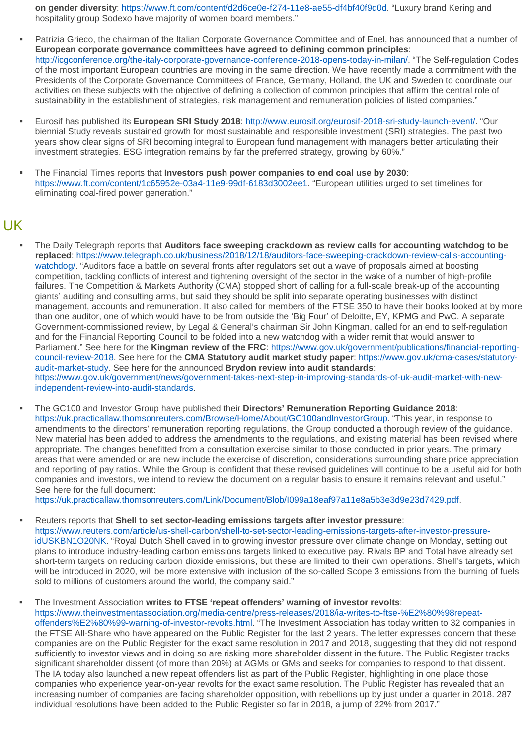**on gender diversity**: https://www.ft.com/content/d2d6ce0e-f274-11e8-ae55-df4bf40f9d0d. "Luxury brand Kering and hospitality group Sodexo have majority of women board members."

- Patrizia Grieco, the chairman of the Italian Corporate Governance Committee and of Enel, has announced that a number of **European corporate governance committees have agreed to defining common principles**: http://icgconference.org/the-italy-corporate-governance-conference-2018-opens-today-in-milan/. "The Self-regulation Codes of the most important European countries are moving in the same direction. We have recently made a commitment with the Presidents of the Corporate Governance Committees of France, Germany, Holland, the UK and Sweden to coordinate our activities on these subjects with the objective of defining a collection of common principles that affirm the central role of sustainability in the establishment of strategies, risk management and remuneration policies of listed companies."

- Eurosif has published its **European SRI Study 2018**: http://www.eurosif.org/eurosif-2018-sri-study-launch-event/. "Our biennial Study reveals sustained growth for most sustainable and responsible investment (SRI) strategies. The past two years show clear signs of SRI becoming integral to European fund management with managers better articulating their investment strategies. ESG integration remains by far the preferred strategy, growing by 60%."

- The Financial Times reports that **Investors push power companies to end coal use by 2030**: https://www.ft.com/content/1c65952e-03a4-11e9-99df-6183d3002ee1. "European utilities urged to set timelines for eliminating coal-fired power generation."

## UK

- The Daily Telegraph reports that **Auditors face sweeping crackdown as review calls for accounting watchdog to be replaced**: https://www.telegraph.co.uk/business/2018/12/18/auditors-face-sweeping-crackdown-review-calls-accounting-watchdog/. "Auditors face a battle on several fronts after regulators set out a wave of proposals aimed at boosting competition, tackling conflicts of interest and tightening oversight of the sector in the wake of a number of high-profile failures. The Competition & Markets Authority (CMA) stopped short of calling for a full-scale break-up of the accounting giants' auditing and consulting arms, but said they should be split into separate operating businesses with distinct management, accounts and remuneration. It also called for members of the FTSE 350 to have their books looked at by more than one auditor, one of which would have to be from outside the 'Big Four' of Deloitte, EY, KPMG and PwC. A separate Government-commissioned review, by Legal & General's chairman Sir John Kingman, called for an end to self-regulation and for the Financial Reporting Council to be folded into a new watchdog with a wider remit that would answer to Parliament." See here for the **Kingman review of the FRC**: https://www.gov.uk/government/publications/financial-reporting-council-review-2018. See here for the **CMA Statutory audit market study paper**: https://www.gov.uk/cma-cases/statutory-audit-market-study. See here for the announced **Brydon review into audit standards**: https://www.gov.uk/government/news/government-takes-next-step-in-improving-standards-of-uk-audit-market-with-new-independent-review-into-audit-standards.

- The GC100 and Investor Group have published their **Directors' Remuneration Reporting Guidance 2018**: https://uk.practicallaw.thomsonreuters.com/Browse/Home/About/GC100andInvestorGroup. "This year, in response to amendments to the directors' remuneration reporting regulations, the Group conducted a thorough review of the guidance. New material has been added to address the amendments to the regulations, and existing material has been revised where appropriate. The changes benefitted from a consultation exercise similar to those conducted in prior years. The primary areas that were amended or are new include the exercise of discretion, considerations surrounding share price appreciation and reporting of pay ratios. While the Group is confident that these revised guidelines will continue to be a useful aid for both companies and investors, we intend to review the document on a regular basis to ensure it remains relevant and useful." See here for the full document: https://uk.practicallaw.thomsonreuters.com/Link/Document/Blob/I099a18eaf97a11e8a5b3e3d9e23d7429.pdf.

- Reuters reports that **Shell to set sector-leading emissions targets after investor pressure**: https://www.reuters.com/article/us-shell-carbon/shell-to-set-sector-leading-emissions-targets-after-investor-pressure-idUSKBN1O20NK. "Royal Dutch Shell caved in to growing investor pressure over climate change on Monday, setting out plans to introduce industry-leading carbon emissions targets linked to executive pay. Rivals BP and Total have already set short-term targets on reducing carbon dioxide emissions, but these are limited to their own operations. Shell's targets, which will be introduced in 2020, will be more extensive with inclusion of the so-called Scope 3 emissions from the burning of fuels sold to millions of customers around the world, the company said."

- The Investment Association **writes to FTSE 'repeat offenders' warning of investor revolts**: https://www.theinvestmentassociation.org/media-centre/press-releases/2018/ia-writes-to-ftse-%E2%80%98repeat-offenders%E2%80%99-warning-of-investor-revolts.html. "The Investment Association has today written to 32 companies in the FTSE All-Share who have appeared on the Public Register for the last 2 years. The letter expresses concern that these companies are on the Public Register for the exact same resolution in 2017 and 2018, suggesting that they did not respond sufficiently to investor views and in doing so are risking more shareholder dissent in the future. The Public Register tracks significant shareholder dissent (of more than 20%) at AGMs or GMs and seeks for companies to respond to that dissent. The IA today also launched a new repeat offenders list as part of the Public Register, highlighting in one place those companies who experience year-on-year revolts for the exact same resolution. The Public Register has revealed that an increasing number of companies are facing shareholder opposition, with rebellions up by just under a quarter in 2018. 287 individual resolutions have been added to the Public Register so far in 2018, a jump of 22% from 2017."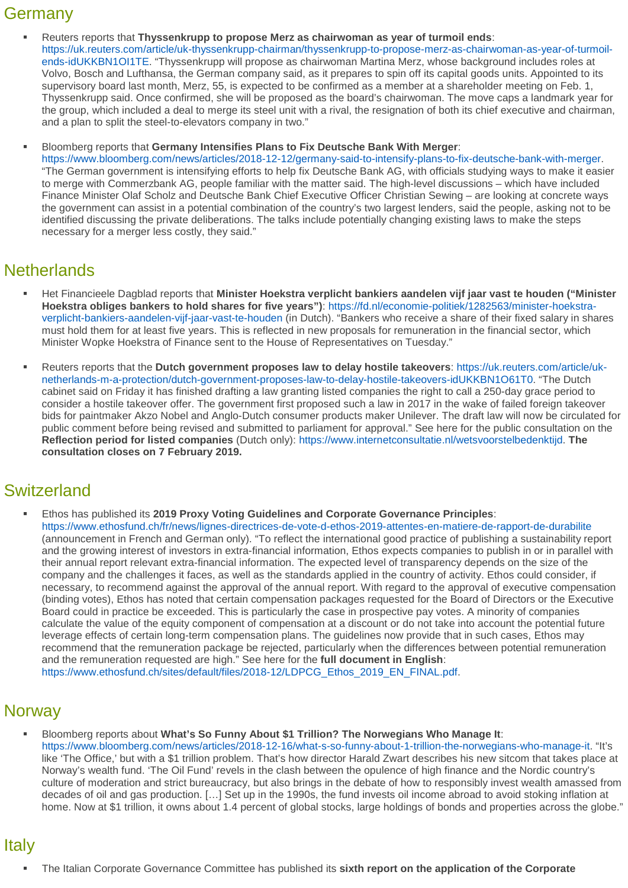## Germany

- Reuters reports that **Thyssenkrupp to propose Merz as chairwoman as year of turmoil ends**: https://uk.reuters.com/article/uk-thyssenkrupp-chairman/thyssenkrupp-to-propose-merz-as-chairwoman-as-year-of-turmoil-ends-idUKKBN1OI1TE. "Thyssenkrupp will propose as chairwoman Martina Merz, whose background includes roles at Volvo, Bosch and Lufthansa, the German company said, as it prepares to spin off its capital goods units. Appointed to its supervisory board last month, Merz, 55, is expected to be confirmed as a member at a shareholder meeting on Feb. 1, Thyssenkrupp said. Once confirmed, she will be proposed as the board's chairwoman. The move caps a landmark year for the group, which included a deal to merge its steel unit with a rival, the resignation of both its chief executive and chairman, and a plan to split the steel-to-elevators company in two."

- Bloomberg reports that **Germany Intensifies Plans to Fix Deutsche Bank With Merger**: https://www.bloomberg.com/news/articles/2018-12-12/germany-said-to-intensify-plans-to-fix-deutsche-bank-with-merger. "The German government is intensifying efforts to help fix Deutsche Bank AG, with officials studying ways to make it easier to merge with Commerzbank AG, people familiar with the matter said. The high-level discussions – which have included Finance Minister Olaf Scholz and Deutsche Bank Chief Executive Officer Christian Sewing – are looking at concrete ways the government can assist in a potential combination of the country's two largest lenders, said the people, asking not to be identified discussing the private deliberations. The talks include potentially changing existing laws to make the steps necessary for a merger less costly, they said."

## Netherlands

- Het Financieele Dagblad reports that **Minister Hoekstra verplicht bankiers aandelen vijf jaar vast te houden ("Minister Hoekstra obliges bankers to hold shares for five years")**: https://fd.nl/economie-politiek/1282563/minister-hoekstra-verplicht-bankiers-aandelen-vijf-jaar-vast-te-houden (in Dutch). "Bankers who receive a share of their fixed salary in shares must hold them for at least five years. This is reflected in new proposals for remuneration in the financial sector, which Minister Wopke Hoekstra of Finance sent to the House of Representatives on Tuesday."

- Reuters reports that the **Dutch government proposes law to delay hostile takeovers**: https://uk.reuters.com/article/uk-netherlands-m-a-protection/dutch-government-proposes-law-to-delay-hostile-takeovers-idUKKBN1O61T0. "The Dutch cabinet said on Friday it has finished drafting a law granting listed companies the right to call a 250-day grace period to consider a hostile takeover offer. The government first proposed such a law in 2017 in the wake of failed foreign takeover bids for paintmaker Akzo Nobel and Anglo-Dutch consumer products maker Unilever. The draft law will now be circulated for public comment before being revised and submitted to parliament for approval." See here for the public consultation on the **Reflection period for listed companies** (Dutch only): https://www.internetconsultatie.nl/wetsvoorstelbedenktijd. **The consultation closes on 7 February 2019.**

## Switzerland

- Ethos has published its **2019 Proxy Voting Guidelines and Corporate Governance Principles**: https://www.ethosfund.ch/fr/news/lignes-directrices-de-vote-d-ethos-2019-attentes-en-matiere-de-rapport-de-durabilite (announcement in French and German only). "To reflect the international good practice of publishing a sustainability report and the growing interest of investors in extra-financial information, Ethos expects companies to publish in or in parallel with their annual report relevant extra-financial information. The expected level of transparency depends on the size of the company and the challenges it faces, as well as the standards applied in the country of activity. Ethos could consider, if necessary, to recommend against the approval of the annual report. With regard to the approval of executive compensation (binding votes), Ethos has noted that certain compensation packages requested for the Board of Directors or the Executive Board could in practice be exceeded. This is particularly the case in prospective pay votes. A minority of companies calculate the value of the equity component of compensation at a discount or do not take into account the potential future leverage effects of certain long-term compensation plans. The guidelines now provide that in such cases, Ethos may recommend that the remuneration package be rejected, particularly when the differences between potential remuneration and the remuneration requested are high." See here for the **full document in English**: https://www.ethosfund.ch/sites/default/files/2018-12/LDPCG_Ethos_2019_EN_FINAL.pdf.

## Norway

- Bloomberg reports about **What's So Funny About $1 Trillion? The Norwegians Who Manage It**: https://www.bloomberg.com/news/articles/2018-12-16/what-s-so-funny-about-1-trillion-the-norwegians-who-manage-it. "It's like 'The Office,' but with a $1 trillion problem. That's how director Harald Zwart describes his new sitcom that takes place at Norway's wealth fund. 'The Oil Fund' revels in the clash between the opulence of high finance and the Nordic country's culture of moderation and strict bureaucracy, but also brings in the debate of how to responsibly invest wealth amassed from decades of oil and gas production. […] Set up in the 1990s, the fund invests oil income abroad to avoid stoking inflation at home. Now at $1 trillion, it owns about 1.4 percent of global stocks, large holdings of bonds and properties across the globe."

## Italy

- The Italian Corporate Governance Committee has published its **sixth report on the application of the Corporate**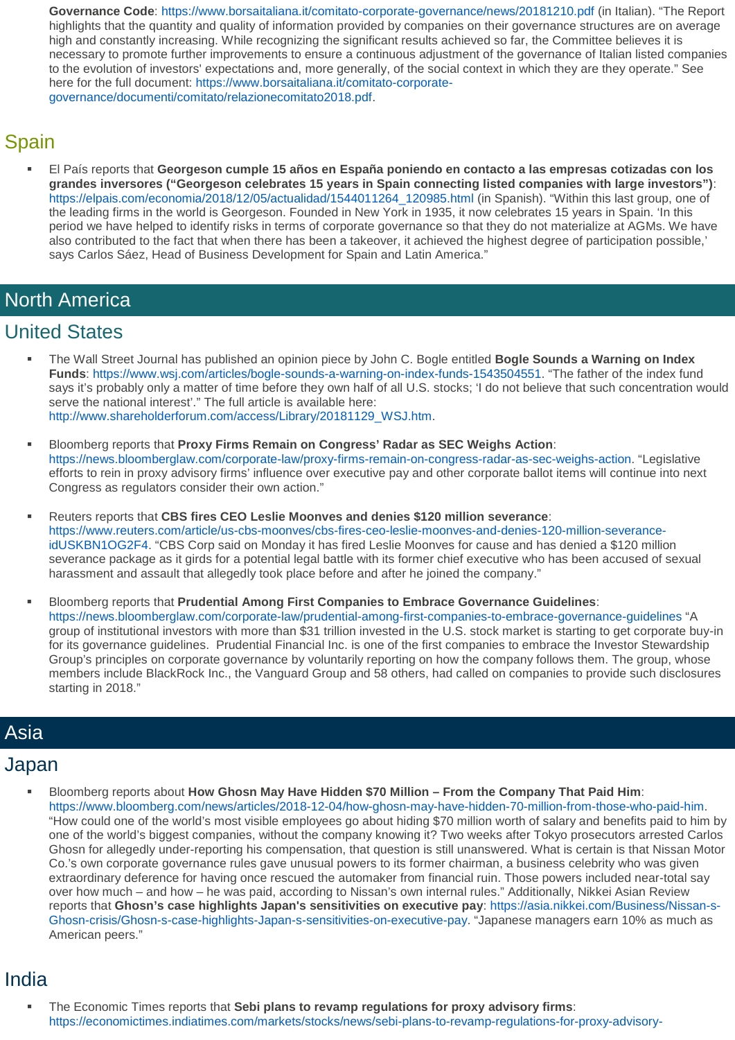**Governance Code**: https://www.borsaitaliana.it/comitato-corporate-governance/news/20181210.pdf (in Italian). "The Report highlights that the quantity and quality of information provided by companies on their governance structures are on average high and constantly increasing. While recognizing the significant results achieved so far, the Committee believes it is necessary to promote further improvements to ensure a continuous adjustment of the governance of Italian listed companies to the evolution of investors' expectations and, more generally, of the social context in which they are they operate." See here for the full document: https://www.borsaitaliana.it/comitato-corporate-governance/documenti/comitato/relazionecomitato2018.pdf.

## Spain

- El País reports that **Georgeson cumple 15 años en España poniendo en contacto a las empresas cotizadas con los grandes inversores ("Georgeson celebrates 15 years in Spain connecting listed companies with large investors")**: https://elpais.com/economia/2018/12/05/actualidad/1544011264_120985.html (in Spanish). "Within this last group, one of the leading firms in the world is Georgeson. Founded in New York in 1935, it now celebrates 15 years in Spain. 'In this period we have helped to identify risks in terms of corporate governance so that they do not materialize at AGMs. We have also contributed to the fact that when there has been a takeover, it achieved the highest degree of participation possible,' says Carlos Sáez, Head of Business Development for Spain and Latin America."

# North America

## United States

- The Wall Street Journal has published an opinion piece by John C. Bogle entitled **Bogle Sounds a Warning on Index Funds**: https://www.wsj.com/articles/bogle-sounds-a-warning-on-index-funds-1543504551. "The father of the index fund says it's probably only a matter of time before they own half of all U.S. stocks; 'I do not believe that such concentration would serve the national interest'." The full article is available here: http://www.shareholderforum.com/access/Library/20181129_WSJ.htm.

- Bloomberg reports that **Proxy Firms Remain on Congress' Radar as SEC Weighs Action**: https://news.bloomberglaw.com/corporate-law/proxy-firms-remain-on-congress-radar-as-sec-weighs-action. "Legislative efforts to rein in proxy advisory firms' influence over executive pay and other corporate ballot items will continue into next Congress as regulators consider their own action."

- Reuters reports that **CBS fires CEO Leslie Moonves and denies $120 million severance**: https://www.reuters.com/article/us-cbs-moonves/cbs-fires-ceo-leslie-moonves-and-denies-120-million-severance-idUSKBN1OG2F4. "CBS Corp said on Monday it has fired Leslie Moonves for cause and has denied a $120 million severance package as it girds for a potential legal battle with its former chief executive who has been accused of sexual harassment and assault that allegedly took place before and after he joined the company."

- Bloomberg reports that **Prudential Among First Companies to Embrace Governance Guidelines**: https://news.bloomberglaw.com/corporate-law/prudential-among-first-companies-to-embrace-governance-guidelines "A group of institutional investors with more than $31 trillion invested in the U.S. stock market is starting to get corporate buy-in for its governance guidelines. Prudential Financial Inc. is one of the first companies to embrace the Investor Stewardship Group's principles on corporate governance by voluntarily reporting on how the company follows them. The group, whose members include BlackRock Inc., the Vanguard Group and 58 others, had called on companies to provide such disclosures starting in 2018."

# Asia

## Japan

- Bloomberg reports about **How Ghosn May Have Hidden $70 Million – From the Company That Paid Him**: https://www.bloomberg.com/news/articles/2018-12-04/how-ghosn-may-have-hidden-70-million-from-those-who-paid-him. "How could one of the world's most visible employees go about hiding $70 million worth of salary and benefits paid to him by one of the world's biggest companies, without the company knowing it? Two weeks after Tokyo prosecutors arrested Carlos Ghosn for allegedly under-reporting his compensation, that question is still unanswered. What is certain is that Nissan Motor Co.'s own corporate governance rules gave unusual powers to its former chairman, a business celebrity who was given extraordinary deference for having once rescued the automaker from financial ruin. Those powers included near-total say over how much – and how – he was paid, according to Nissan's own internal rules." Additionally, Nikkei Asian Review reports that **Ghosn's case highlights Japan's sensitivities on executive pay**: https://asia.nikkei.com/Business/Nissan-s-Ghosn-crisis/Ghosn-s-case-highlights-Japan-s-sensitivities-on-executive-pay. "Japanese managers earn 10% as much as American peers."

## India

- The Economic Times reports that **Sebi plans to revamp regulations for proxy advisory firms**: https://economictimes.indiatimes.com/markets/stocks/news/sebi-plans-to-revamp-regulations-for-proxy-advisory-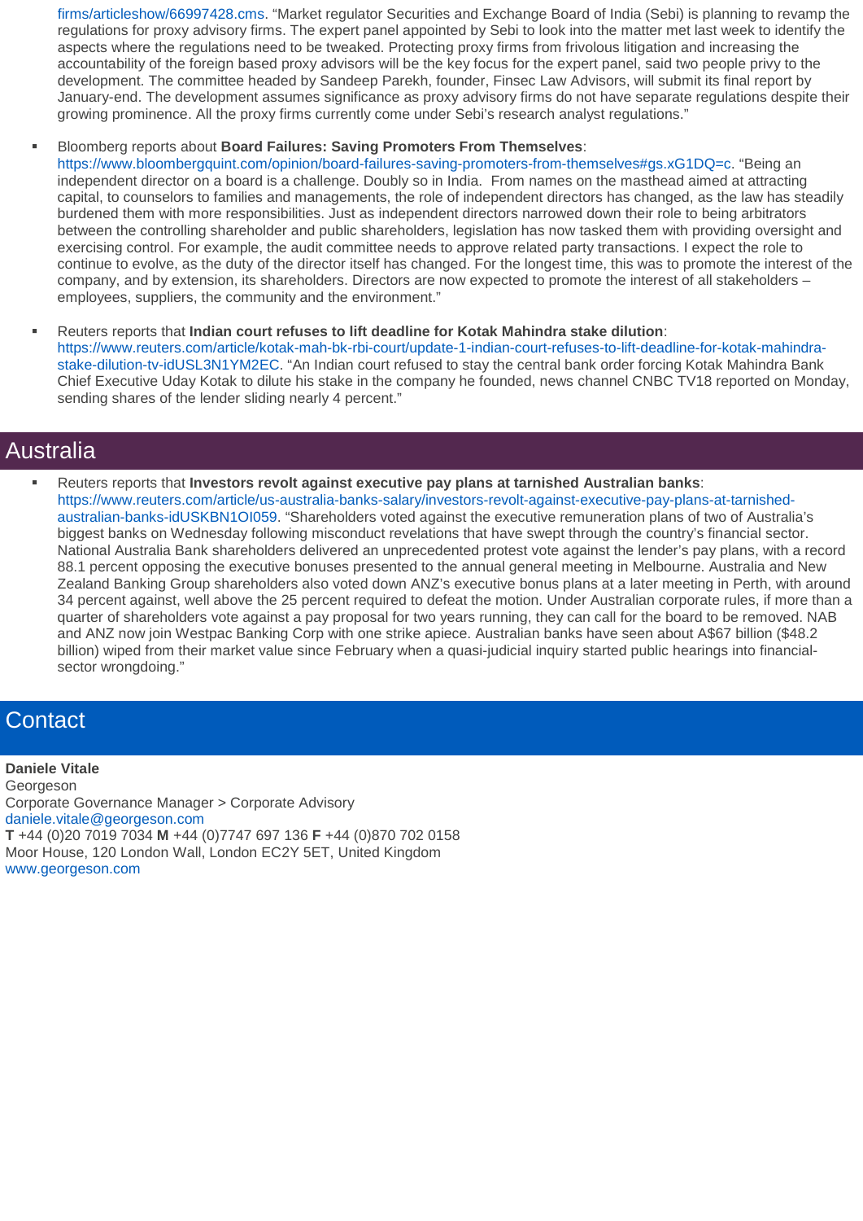firms/articleshow/66997428.cms. "Market regulator Securities and Exchange Board of India (Sebi) is planning to revamp the regulations for proxy advisory firms. The expert panel appointed by Sebi to look into the matter met last week to identify the aspects where the regulations need to be tweaked. Protecting proxy firms from frivolous litigation and increasing the accountability of the foreign based proxy advisors will be the key focus for the expert panel, said two people privy to the development. The committee headed by Sandeep Parekh, founder, Finsec Law Advisors, will submit its final report by January-end. The development assumes significance as proxy advisory firms do not have separate regulations despite their growing prominence. All the proxy firms currently come under Sebi's research analyst regulations."

- Bloomberg reports about **Board Failures: Saving Promoters From Themselves**: https://www.bloombergquint.com/opinion/board-failures-saving-promoters-from-themselves#gs.xG1DQ=c. "Being an independent director on a board is a challenge. Doubly so in India. From names on the masthead aimed at attracting capital, to counselors to families and managements, the role of independent directors has changed, as the law has steadily burdened them with more responsibilities. Just as independent directors narrowed down their role to being arbitrators between the controlling shareholder and public shareholders, legislation has now tasked them with providing oversight and exercising control. For example, the audit committee needs to approve related party transactions. I expect the role to continue to evolve, as the duty of the director itself has changed. For the longest time, this was to promote the interest of the company, and by extension, its shareholders. Directors are now expected to promote the interest of all stakeholders – employees, suppliers, the community and the environment."

- Reuters reports that **Indian court refuses to lift deadline for Kotak Mahindra stake dilution**: https://www.reuters.com/article/kotak-mah-bk-rbi-court/update-1-indian-court-refuses-to-lift-deadline-for-kotak-mahindra-stake-dilution-tv-idUSL3N1YM2EC. "An Indian court refused to stay the central bank order forcing Kotak Mahindra Bank Chief Executive Uday Kotak to dilute his stake in the company he founded, news channel CNBC TV18 reported on Monday, sending shares of the lender sliding nearly 4 percent."

## Australia

- Reuters reports that **Investors revolt against executive pay plans at tarnished Australian banks**: https://www.reuters.com/article/us-australia-banks-salary/investors-revolt-against-executive-pay-plans-at-tarnished-australian-banks-idUSKBN1OI059. "Shareholders voted against the executive remuneration plans of two of Australia's biggest banks on Wednesday following misconduct revelations that have swept through the country's financial sector. National Australia Bank shareholders delivered an unprecedented protest vote against the lender's pay plans, with a record 88.1 percent opposing the executive bonuses presented to the annual general meeting in Melbourne. Australia and New Zealand Banking Group shareholders also voted down ANZ's executive bonus plans at a later meeting in Perth, with around 34 percent against, well above the 25 percent required to defeat the motion. Under Australian corporate rules, if more than a quarter of shareholders vote against a pay proposal for two years running, they can call for the board to be removed. NAB and ANZ now join Westpac Banking Corp with one strike apiece. Australian banks have seen about A$67 billion ($48.2 billion) wiped from their market value since February when a quasi-judicial inquiry started public hearings into financial-sector wrongdoing."

## Contact

**Daniele Vitale**
Georgeson
Corporate Governance Manager > Corporate Advisory
daniele.vitale@georgeson.com
**T** +44 (0)20 7019 7034 **M** +44 (0)7747 697 136 **F** +44 (0)870 702 0158
Moor House, 120 London Wall, London EC2Y 5ET, United Kingdom
www.georgeson.com